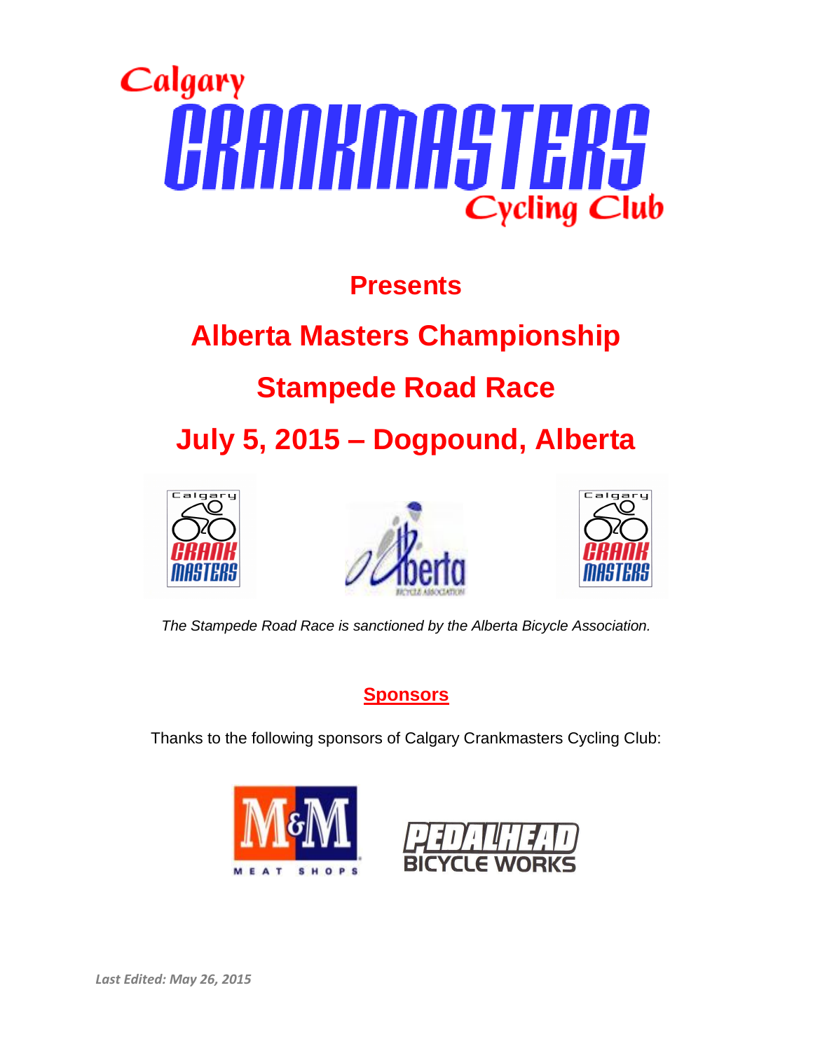# Calgary CRANKMASTERS Cycling Club

## Presents

## Alberta Masters Championship

## Stampede Road Race

## July 5, 2015 – Dogpound, Alberta

*The Stampede Road Race is sanctioned by the Alberta Bicycle Association.*

**Sponsors**

Thanks to the following sponsors of Calgary Crankmasters Cycling Club:

M&M MEAT SHOPS

PEDALHEAD BICYCLE WORKS

***Last Edited: May 26, 2015***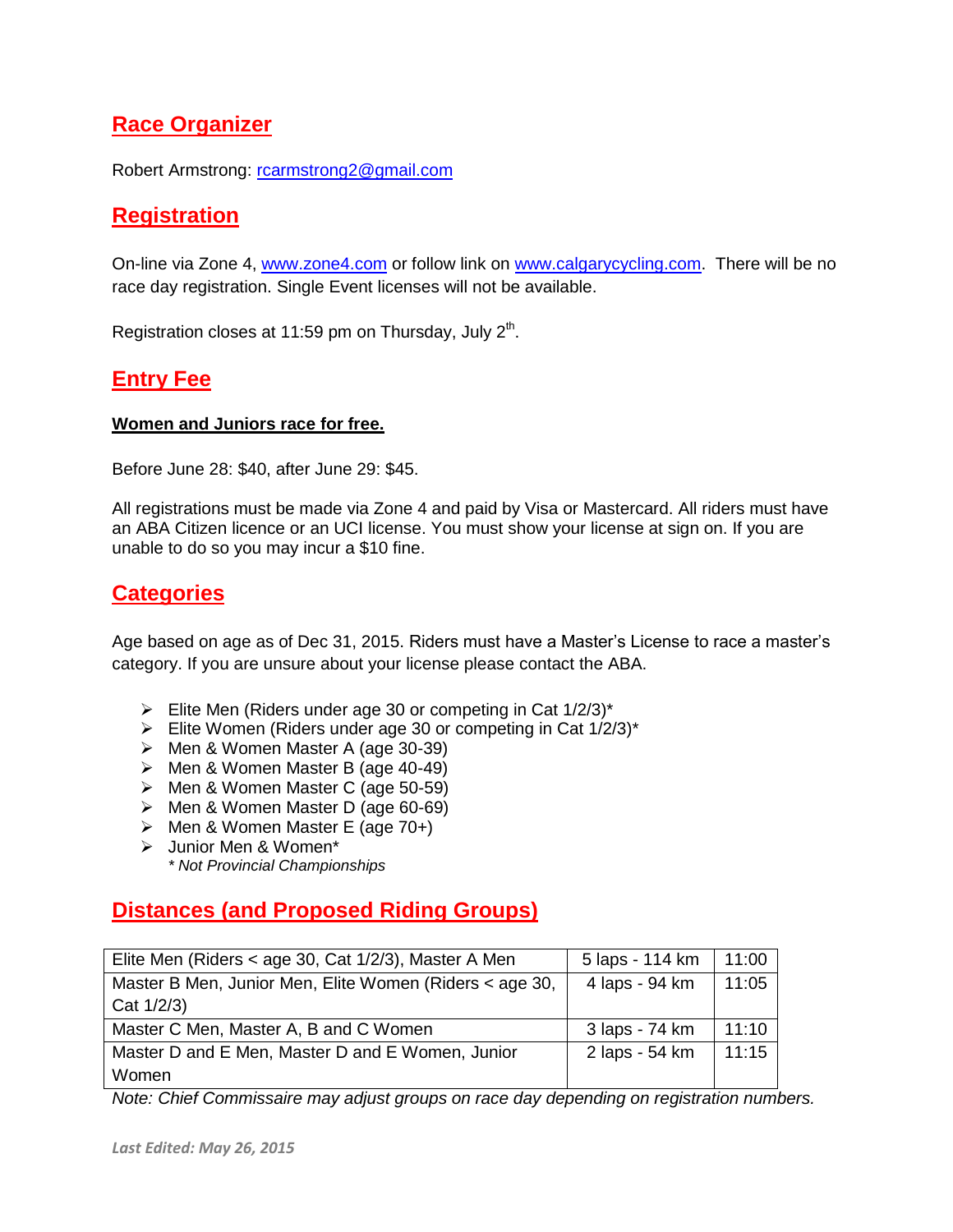## Race Organizer

Robert Armstrong: rcarmstrong2@gmail.com

## Registration

On-line via Zone 4, www.zone4.com or follow link on www.calgarycycling.com. There will be no race day registration. Single Event licenses will not be available.

Registration closes at 11:59 pm on Thursday, July 2nd.

## Entry Fee

**Women and Juniors race for free.**

Before June 28: $40, after June 29: $45.

All registrations must be made via Zone 4 and paid by Visa or Mastercard. All riders must have an ABA Citizen licence or an UCI license. You must show your license at sign on. If you are unable to do so you may incur a $10 fine.

## Categories

Age based on age as of Dec 31, 2015. Riders must have a Master's License to race a master's category. If you are unsure about your license please contact the ABA.

- Elite Men (Riders under age 30 or competing in Cat 1/2/3)*
- Elite Women (Riders under age 30 or competing in Cat 1/2/3)*
- Men & Women Master A (age 30-39)
- Men & Women Master B (age 40-49)
- Men & Women Master C (age 50-59)
- Men & Women Master D (age 60-69)
- Men & Women Master E (age 70+)
- Junior Men & Women*

  *\* Not Provincial Championships*

## Distances (and Proposed Riding Groups)

| Group | Distance | Start |
|---|---|---|
| Elite Men (Riders < age 30, Cat 1/2/3), Master A Men | 5 laps - 114 km | 11:00 |
| Master B Men, Junior Men, Elite Women (Riders < age 30, Cat 1/2/3) | 4 laps - 94 km | 11:05 |
| Master C Men, Master A, B and C Women | 3 laps - 74 km | 11:10 |
| Master D and E Men, Master D and E Women, Junior Women | 2 laps - 54 km | 11:15 |

*Note: Chief Commissaire may adjust groups on race day depending on registration numbers.*

*Last Edited: May 26, 2015*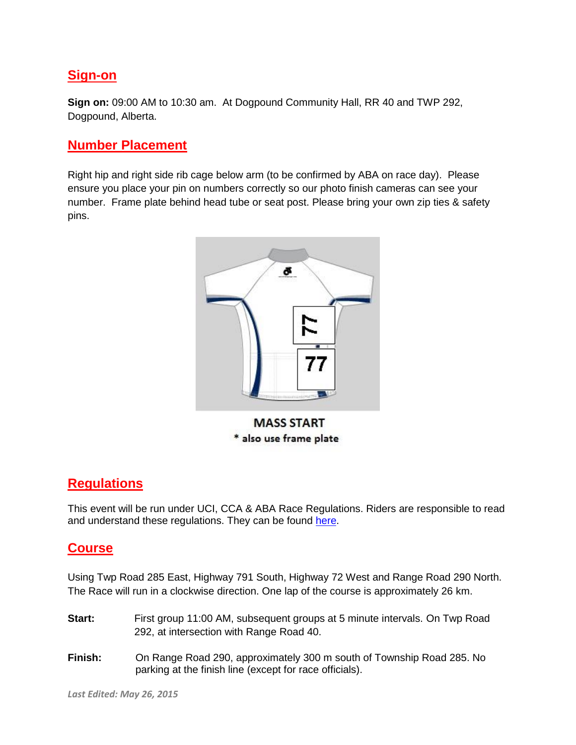## Sign-on

**Sign on:** 09:00 AM to 10:30 am. At Dogpound Community Hall, RR 40 and TWP 292, Dogpound, Alberta.

## Number Placement

Right hip and right side rib cage below arm (to be confirmed by ABA on race day). Please ensure you place your pin on numbers correctly so our photo finish cameras can see your number. Frame plate behind head tube or seat post. Please bring your own zip ties & safety pins.

MASS START
* also use frame plate

## Regulations

This event will be run under UCI, CCA & ABA Race Regulations. Riders are responsible to read and understand these regulations. They can be found here.

## Course

Using Twp Road 285 East, Highway 791 South, Highway 72 West and Range Road 290 North. The Race will run in a clockwise direction. One lap of the course is approximately 26 km.

**Start:** First group 11:00 AM, subsequent groups at 5 minute intervals. On Twp Road 292, at intersection with Range Road 40.

**Finish:** On Range Road 290, approximately 300 m south of Township Road 285. No parking at the finish line (except for race officials).

*Last Edited: May 26, 2015*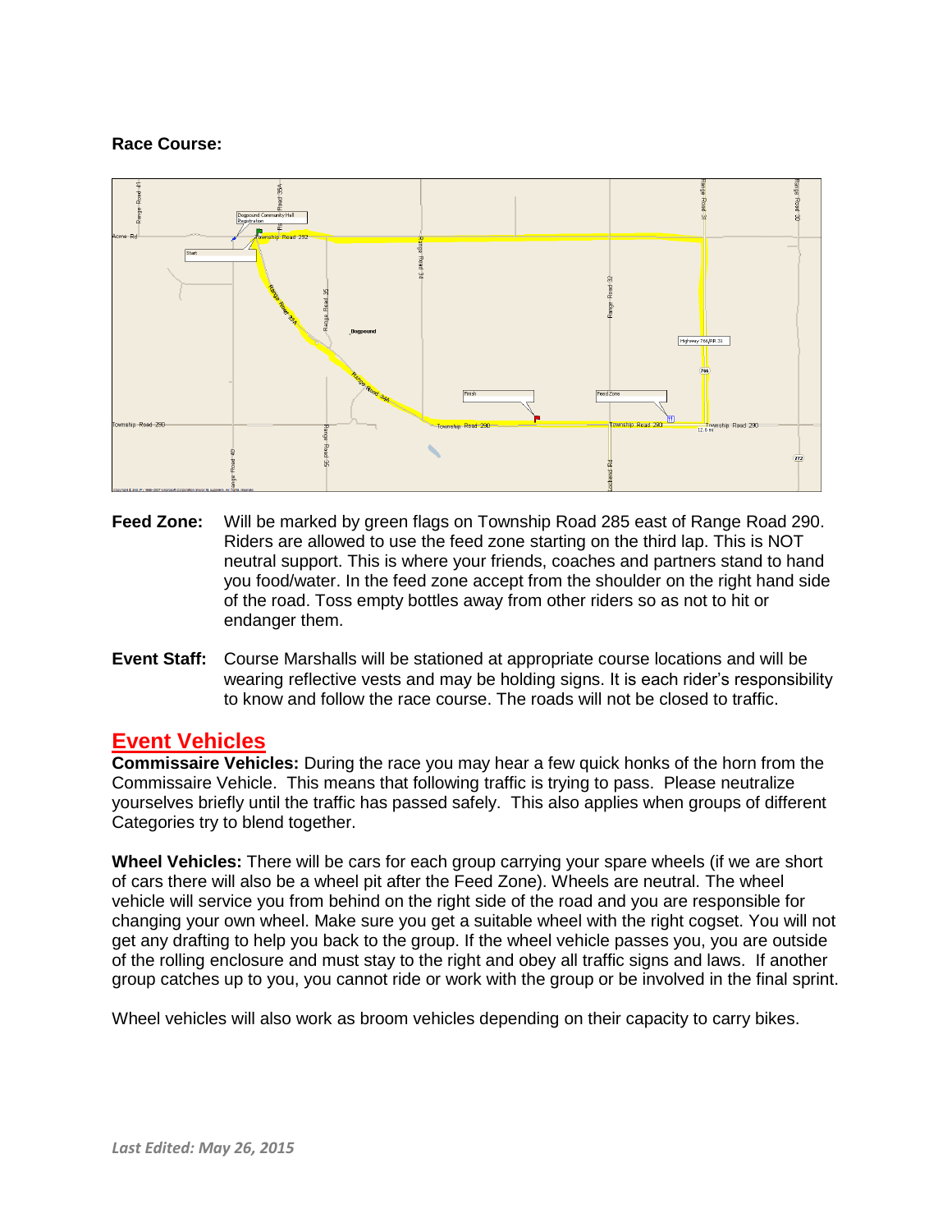**Race Course:**

**Feed Zone:** Will be marked by green flags on Township Road 285 east of Range Road 290. Riders are allowed to use the feed zone starting on the third lap. This is NOT neutral support. This is where your friends, coaches and partners stand to hand you food/water. In the feed zone accept from the shoulder on the right hand side of the road. Toss empty bottles away from other riders so as not to hit or endanger them.

**Event Staff:** Course Marshalls will be stationed at appropriate course locations and will be wearing reflective vests and may be holding signs. It is each rider's responsibility to know and follow the race course. The roads will not be closed to traffic.

## Event Vehicles

**Commissaire Vehicles:** During the race you may hear a few quick honks of the horn from the Commissaire Vehicle. This means that following traffic is trying to pass. Please neutralize yourselves briefly until the traffic has passed safely. This also applies when groups of different Categories try to blend together.

**Wheel Vehicles:** There will be cars for each group carrying your spare wheels (if we are short of cars there will also be a wheel pit after the Feed Zone). Wheels are neutral. The wheel vehicle will service you from behind on the right side of the road and you are responsible for changing your own wheel. Make sure you get a suitable wheel with the right cogset. You will not get any drafting to help you back to the group. If the wheel vehicle passes you, you are outside of the rolling enclosure and must stay to the right and obey all traffic signs and laws. If another group catches up to you, you cannot ride or work with the group or be involved in the final sprint.

Wheel vehicles will also work as broom vehicles depending on their capacity to carry bikes.

*Last Edited: May 26, 2015*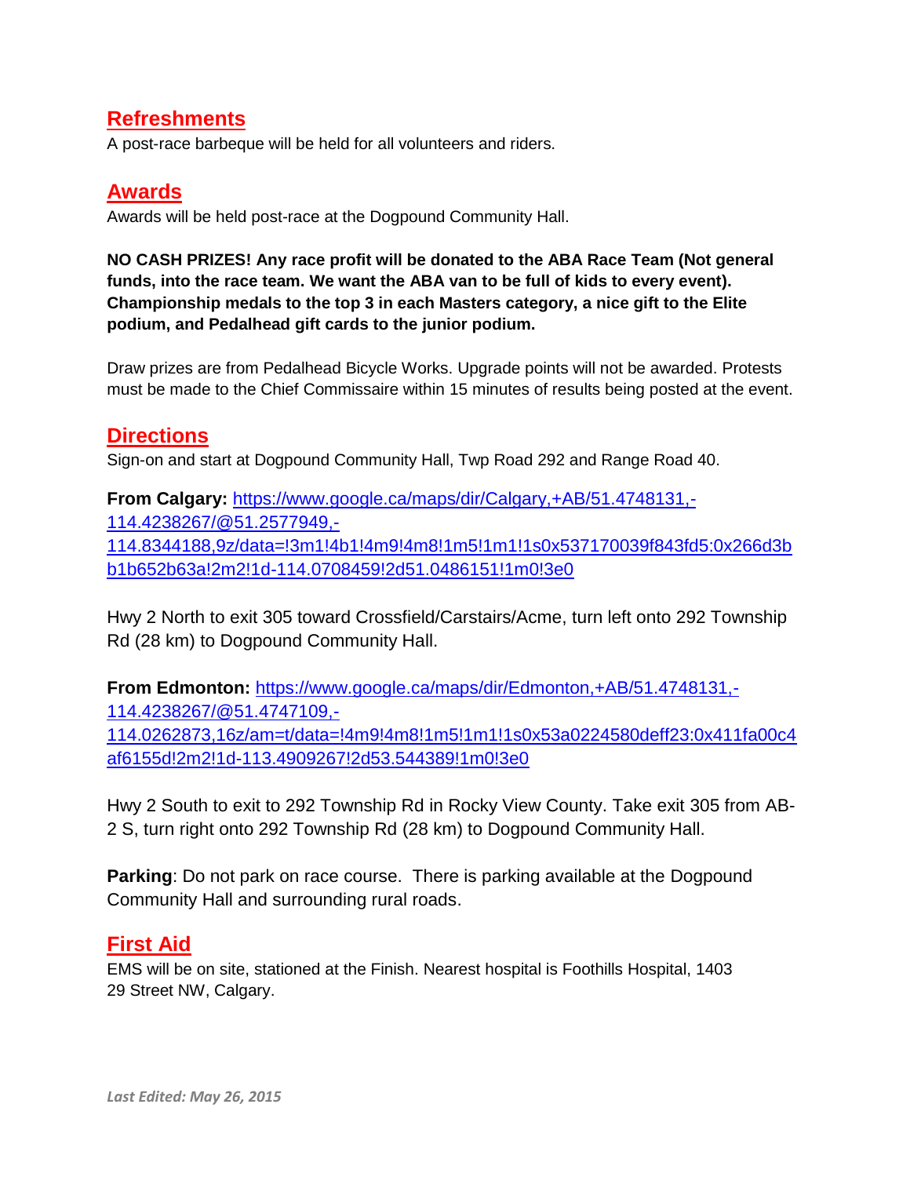## Refreshments

A post-race barbeque will be held for all volunteers and riders.

## Awards

Awards will be held post-race at the Dogpound Community Hall.

**NO CASH PRIZES! Any race profit will be donated to the ABA Race Team (Not general funds, into the race team. We want the ABA van to be full of kids to every event). Championship medals to the top 3 in each Masters category, a nice gift to the Elite podium, and Pedalhead gift cards to the junior podium.**

Draw prizes are from Pedalhead Bicycle Works. Upgrade points will not be awarded. Protests must be made to the Chief Commissaire within 15 minutes of results being posted at the event.

## Directions

Sign-on and start at Dogpound Community Hall, Twp Road 292 and Range Road 40.

**From Calgary:** https://www.google.ca/maps/dir/Calgary,+AB/51.4748131,-114.4238267/@51.2577949,-114.8344188,9z/data=!3m1!4b1!4m9!4m8!1m5!1m1!1s0x537170039f843fd5:0x266d3bb1b652b63a!2m2!1d-114.0708459!2d51.0486151!1m0!3e0

Hwy 2 North to exit 305 toward Crossfield/Carstairs/Acme, turn left onto 292 Township Rd (28 km) to Dogpound Community Hall.

**From Edmonton:** https://www.google.ca/maps/dir/Edmonton,+AB/51.4748131,-114.4238267/@51.4747109,-114.0262873,16z/am=t/data=!4m9!4m8!1m5!1m1!1s0x53a0224580deff23:0x411fa00c4af6155d!2m2!1d-113.4909267!2d53.544389!1m0!3e0

Hwy 2 South to exit to 292 Township Rd in Rocky View County. Take exit 305 from AB-2 S, turn right onto 292 Township Rd (28 km) to Dogpound Community Hall.

**Parking**: Do not park on race course. There is parking available at the Dogpound Community Hall and surrounding rural roads.

## First Aid

EMS will be on site, stationed at the Finish. Nearest hospital is Foothills Hospital, 1403 29 Street NW, Calgary.

*Last Edited: May 26, 2015*